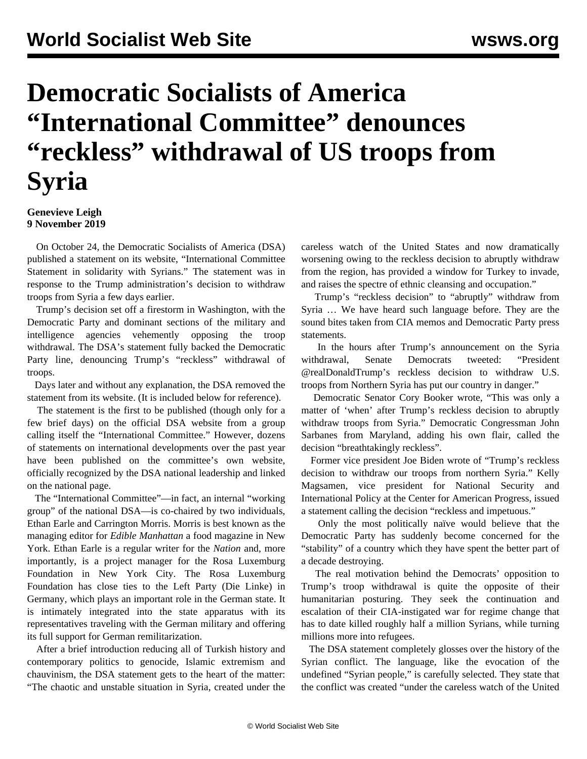# Democratic Socialists of America "International Committee" denounces "reckless" withdrawal of US troops from Syria

**Genevieve Leigh**
**9 November 2019**

On October 24, the Democratic Socialists of America (DSA) published a statement on its website, "International Committee Statement in solidarity with Syrians." The statement was in response to the Trump administration's decision to withdraw troops from Syria a few days earlier.

Trump's decision set off a firestorm in Washington, with the Democratic Party and dominant sections of the military and intelligence agencies vehemently opposing the troop withdrawal. The DSA's statement fully backed the Democratic Party line, denouncing Trump's "reckless" withdrawal of troops.

Days later and without any explanation, the DSA removed the statement from its website. (It is included below for reference).

The statement is the first to be published (though only for a few brief days) on the official DSA website from a group calling itself the "International Committee." However, dozens of statements on international developments over the past year have been published on the committee's own website, officially recognized by the DSA national leadership and linked on the national page.

The "International Committee"—in fact, an internal "working group" of the national DSA—is co-chaired by two individuals, Ethan Earle and Carrington Morris. Morris is best known as the managing editor for *Edible Manhattan* a food magazine in New York. Ethan Earle is a regular writer for the *Nation* and, more importantly, is a project manager for the Rosa Luxemburg Foundation in New York City. The Rosa Luxemburg Foundation has close ties to the Left Party (Die Linke) in Germany, which plays an important role in the German state. It is intimately integrated into the state apparatus with its representatives traveling with the German military and offering its full support for German remilitarization.

After a brief introduction reducing all of Turkish history and contemporary politics to genocide, Islamic extremism and chauvinism, the DSA statement gets to the heart of the matter: "The chaotic and unstable situation in Syria, created under the careless watch of the United States and now dramatically worsening owing to the reckless decision to abruptly withdraw from the region, has provided a window for Turkey to invade, and raises the spectre of ethnic cleansing and occupation."

Trump's "reckless decision" to "abruptly" withdraw from Syria … We have heard such language before. They are the sound bites taken from CIA memos and Democratic Party press statements.

In the hours after Trump's announcement on the Syria withdrawal, Senate Democrats tweeted: "President @realDonaldTrump's reckless decision to withdraw U.S. troops from Northern Syria has put our country in danger."

Democratic Senator Cory Booker wrote, "This was only a matter of 'when' after Trump's reckless decision to abruptly withdraw troops from Syria." Democratic Congressman John Sarbanes from Maryland, adding his own flair, called the decision "breathtakingly reckless".

Former vice president Joe Biden wrote of "Trump's reckless decision to withdraw our troops from northern Syria." Kelly Magsamen, vice president for National Security and International Policy at the Center for American Progress, issued a statement calling the decision "reckless and impetuous."

Only the most politically naïve would believe that the Democratic Party has suddenly become concerned for the "stability" of a country which they have spent the better part of a decade destroying.

The real motivation behind the Democrats' opposition to Trump's troop withdrawal is quite the opposite of their humanitarian posturing. They seek the continuation and escalation of their CIA-instigated war for regime change that has to date killed roughly half a million Syrians, while turning millions more into refugees.

The DSA statement completely glosses over the history of the Syrian conflict. The language, like the evocation of the undefined "Syrian people," is carefully selected. They state that the conflict was created "under the careless watch of the United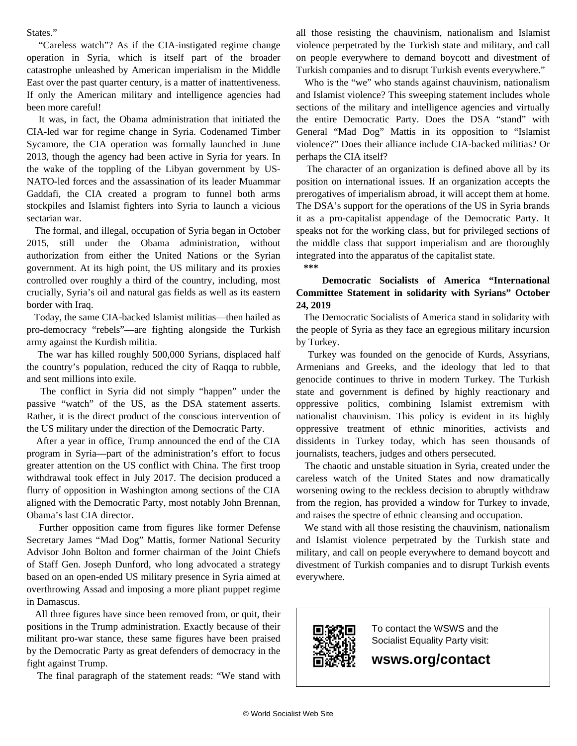States."

"Careless watch"? As if the CIA-instigated regime change operation in Syria, which is itself part of the broader catastrophe unleashed by American imperialism in the Middle East over the past quarter century, is a matter of inattentiveness. If only the American military and intelligence agencies had been more careful!

It was, in fact, the Obama administration that initiated the CIA-led war for regime change in Syria. Codenamed Timber Sycamore, the CIA operation was formally launched in June 2013, though the agency had been active in Syria for years. In the wake of the toppling of the Libyan government by US-NATO-led forces and the assassination of its leader Muammar Gaddafi, the CIA created a program to funnel both arms stockpiles and Islamist fighters into Syria to launch a vicious sectarian war.

The formal, and illegal, occupation of Syria began in October 2015, still under the Obama administration, without authorization from either the United Nations or the Syrian government. At its high point, the US military and its proxies controlled over roughly a third of the country, including, most crucially, Syria's oil and natural gas fields as well as its eastern border with Iraq.

Today, the same CIA-backed Islamist militias—then hailed as pro-democracy "rebels"—are fighting alongside the Turkish army against the Kurdish militia.

The war has killed roughly 500,000 Syrians, displaced half the country's population, reduced the city of Raqqa to rubble, and sent millions into exile.

The conflict in Syria did not simply "happen" under the passive "watch" of the US, as the DSA statement asserts. Rather, it is the direct product of the conscious intervention of the US military under the direction of the Democratic Party.

After a year in office, Trump announced the end of the CIA program in Syria—part of the administration's effort to focus greater attention on the US conflict with China. The first troop withdrawal took effect in July 2017. The decision produced a flurry of opposition in Washington among sections of the CIA aligned with the Democratic Party, most notably John Brennan, Obama's last CIA director.

Further opposition came from figures like former Defense Secretary James "Mad Dog" Mattis, former National Security Advisor John Bolton and former chairman of the Joint Chiefs of Staff Gen. Joseph Dunford, who long advocated a strategy based on an open-ended US military presence in Syria aimed at overthrowing Assad and imposing a more pliant puppet regime in Damascus.

All three figures have since been removed from, or quit, their positions in the Trump administration. Exactly because of their militant pro-war stance, these same figures have been praised by the Democratic Party as great defenders of democracy in the fight against Trump.

The final paragraph of the statement reads: "We stand with all those resisting the chauvinism, nationalism and Islamist violence perpetrated by the Turkish state and military, and call on people everywhere to demand boycott and divestment of Turkish companies and to disrupt Turkish events everywhere."

Who is the "we" who stands against chauvinism, nationalism and Islamist violence? This sweeping statement includes whole sections of the military and intelligence agencies and virtually the entire Democratic Party. Does the DSA "stand" with General "Mad Dog" Mattis in its opposition to "Islamist violence?" Does their alliance include CIA-backed militias? Or perhaps the CIA itself?

The character of an organization is defined above all by its position on international issues. If an organization accepts the prerogatives of imperialism abroad, it will accept them at home. The DSA's support for the operations of the US in Syria brands it as a pro-capitalist appendage of the Democratic Party. It speaks not for the working class, but for privileged sections of the middle class that support imperialism and are thoroughly integrated into the apparatus of the capitalist state.

***

**Democratic Socialists of America "International Committee Statement in solidarity with Syrians" October 24, 2019**

The Democratic Socialists of America stand in solidarity with the people of Syria as they face an egregious military incursion by Turkey.

Turkey was founded on the genocide of Kurds, Assyrians, Armenians and Greeks, and the ideology that led to that genocide continues to thrive in modern Turkey. The Turkish state and government is defined by highly reactionary and oppressive politics, combining Islamist extremism with nationalist chauvinism. This policy is evident in its highly oppressive treatment of ethnic minorities, activists and dissidents in Turkey today, which has seen thousands of journalists, teachers, judges and others persecuted.

The chaotic and unstable situation in Syria, created under the careless watch of the United States and now dramatically worsening owing to the reckless decision to abruptly withdraw from the region, has provided a window for Turkey to invade, and raises the spectre of ethnic cleansing and occupation.

We stand with all those resisting the chauvinism, nationalism and Islamist violence perpetrated by the Turkish state and military, and call on people everywhere to demand boycott and divestment of Turkish companies and to disrupt Turkish events everywhere.

To contact the WSWS and the Socialist Equality Party visit:

**wsws.org/contact**